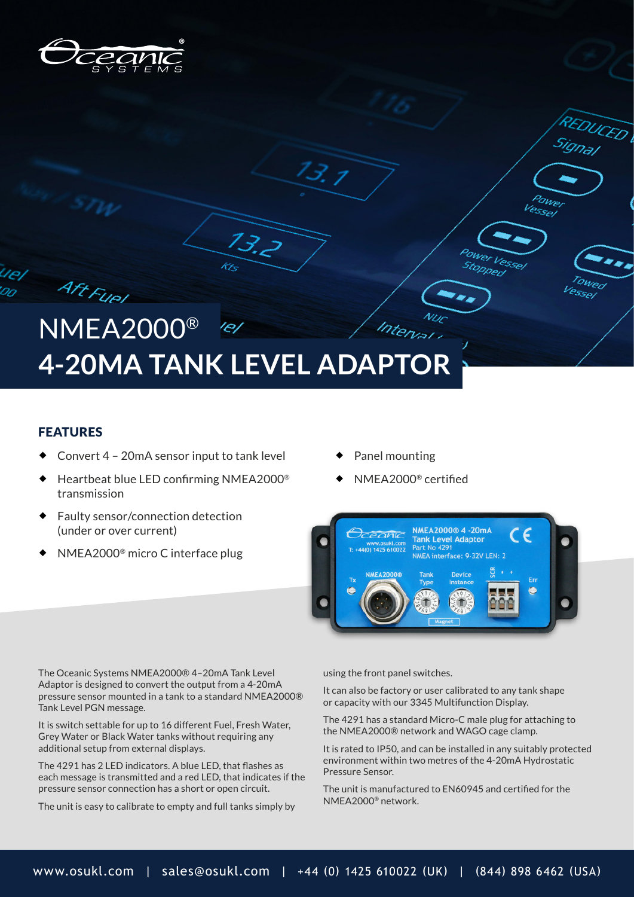# NMEA2000®
# 4-20MA TANK LEVEL ADAPTOR

## FEATURES

- Convert 4 – 20mA sensor input to tank level
- Heartbeat blue LED confirming NMEA2000® transmission
- Faulty sensor/connection detection (under or over current)
- NMEA2000® micro C interface plug
- Panel mounting
- NMEA2000® certified

The Oceanic Systems NMEA2000® 4–20mA Tank Level Adaptor is designed to convert the output from a 4-20mA pressure sensor mounted in a tank to a standard NMEA2000® Tank Level PGN message.

It is switch settable for up to 16 different Fuel, Fresh Water, Grey Water or Black Water tanks without requiring any additional setup from external displays.

The 4291 has 2 LED indicators. A blue LED, that flashes as each message is transmitted and a red LED, that indicates if the pressure sensor connection has a short or open circuit.

The unit is easy to calibrate to empty and full tanks simply by using the front panel switches.

It can also be factory or user calibrated to any tank shape or capacity with our 3345 Multifunction Display.

The 4291 has a standard Micro-C male plug for attaching to the NMEA2000® network and WAGO cage clamp.

It is rated to IP50, and can be installed in any suitably protected environment within two metres of the 4-20mA Hydrostatic Pressure Sensor.

The unit is manufactured to EN60945 and certified for the NMEA2000® network.

www.osukl.com | sales@osukl.com | +44 (0) 1425 610022 (UK) | (844) 898 6462 (USA)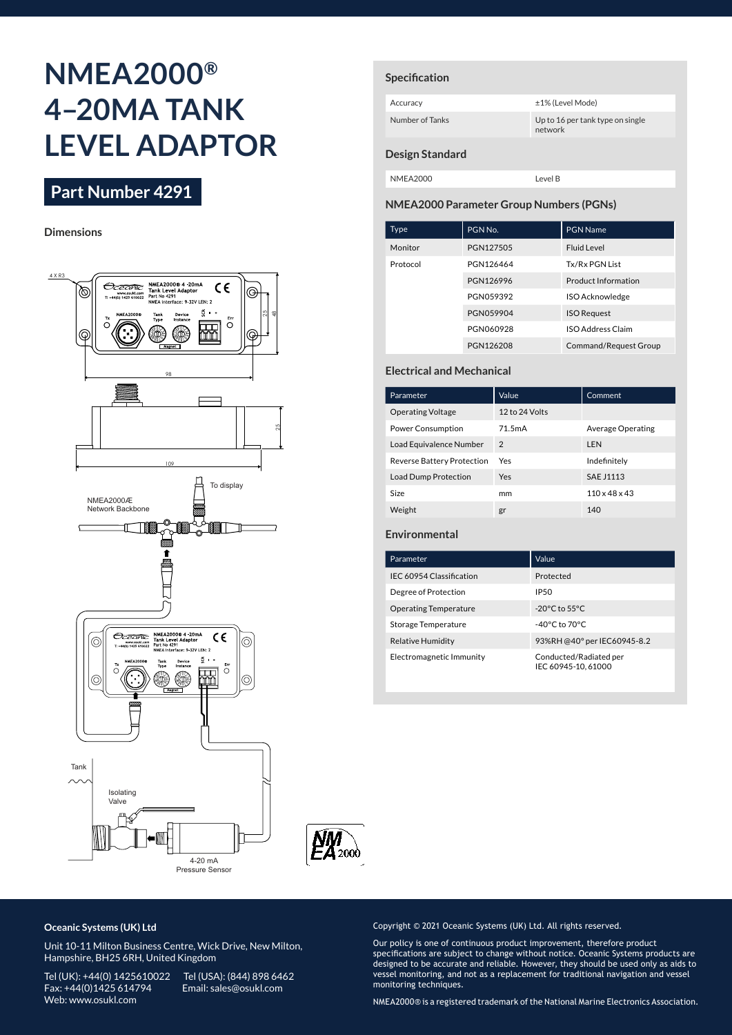# NMEA2000® 4–20MA TANK LEVEL ADAPTOR

## Part Number 4291

### Dimensions

4 X R3

98

48

25

109

To display

NMEA2000Æ Network Backbone

Tank

Isolating Valve

4-20 mA Pressure Sensor

### Specification

| | |
|---|---|
| Accuracy | ±1% (Level Mode) |
| Number of Tanks | Up to 16 per tank type on single network |

### Design Standard

| | |
|---|---|
| NMEA2000 | Level B |

### NMEA2000 Parameter Group Numbers (PGNs)

| Type | PGN No. | PGN Name |
|---|---|---|
| Monitor | PGN127505 | Fluid Level |
| Protocol | PGN126464 | Tx/Rx PGN List |
| | PGN126996 | Product Information |
| | PGN059392 | ISO Acknowledge |
| | PGN059904 | ISO Request |
| | PGN060928 | ISO Address Claim |
| | PGN126208 | Command/Request Group |

### Electrical and Mechanical

| Parameter | Value | Comment |
|---|---|---|
| Operating Voltage | 12 to 24 Volts | |
| Power Consumption | 71.5mA | Average Operating |
| Load Equivalence Number | 2 | LEN |
| Reverse Battery Protection | Yes | Indefinitely |
| Load Dump Protection | Yes | SAE J1113 |
| Size | mm | 110 x 48 x 43 |
| Weight | gr | 140 |

### Environmental

| Parameter | Value |
|---|---|
| IEC 60954 Classification | Protected |
| Degree of Protection | IP50 |
| Operating Temperature | -20°C to 55°C |
| Storage Temperature | -40°C to 70°C |
| Relative Humidity | 93%RH @40° per IEC60945-8.2 |
| Electromagnetic Immunity | Conducted/Radiated per IEC 60945-10, 61000 |

**Oceanic Systems (UK) Ltd**

Unit 10-11 Milton Business Centre, Wick Drive, New Milton, Hampshire, BH25 6RH, United Kingdom

Tel (UK): +44(0) 1425610022
Fax: +44(0)1425 614794
Web: www.osukl.com

Tel (USA): (844) 898 6462
Email: sales@osukl.com

Copyright © 2021 Oceanic Systems (UK) Ltd. All rights reserved.

Our policy is one of continuous product improvement, therefore product specifications are subject to change without notice. Oceanic Systems products are designed to be accurate and reliable. However, they should be used only as aids to vessel monitoring, and not as a replacement for traditional navigation and vessel monitoring techniques.

NMEA2000® is a registered trademark of the National Marine Electronics Association.